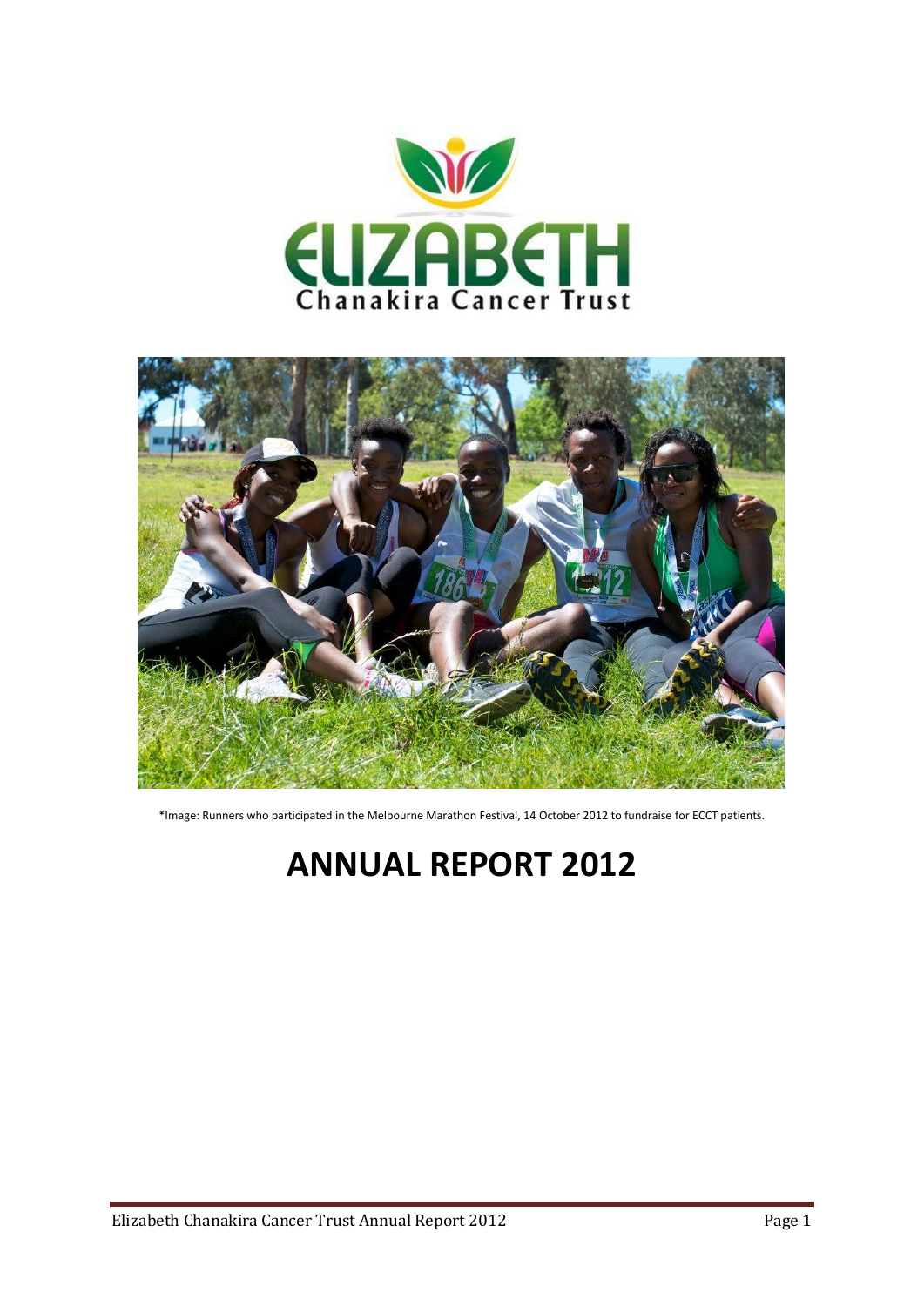ELIZABETH Chanakira Cancer Trust

*Image: Runners who participated in the Melbourne Marathon Festival, 14 October 2012 to fundraise for ECCT patients.

# ANNUAL REPORT 2012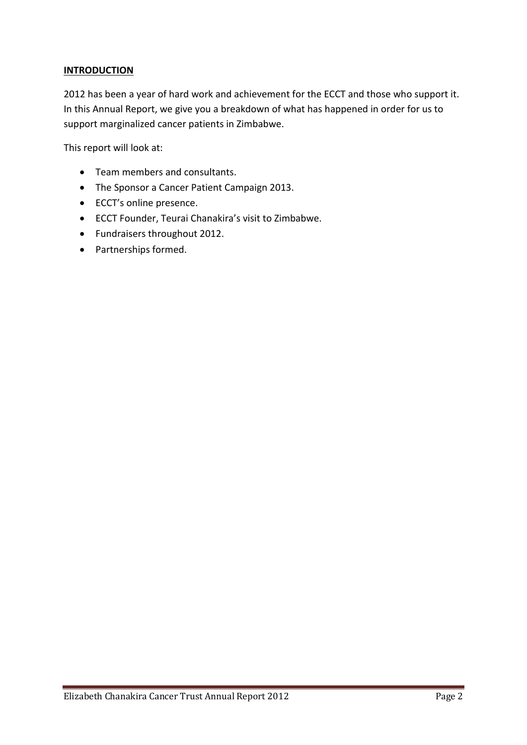## INTRODUCTION

2012 has been a year of hard work and achievement for the ECCT and those who support it. In this Annual Report, we give you a breakdown of what has happened in order for us to support marginalized cancer patients in Zimbabwe.

This report will look at:

- Team members and consultants.
- The Sponsor a Cancer Patient Campaign 2013.
- ECCT's online presence.
- ECCT Founder, Teurai Chanakira's visit to Zimbabwe.
- Fundraisers throughout 2012.
- Partnerships formed.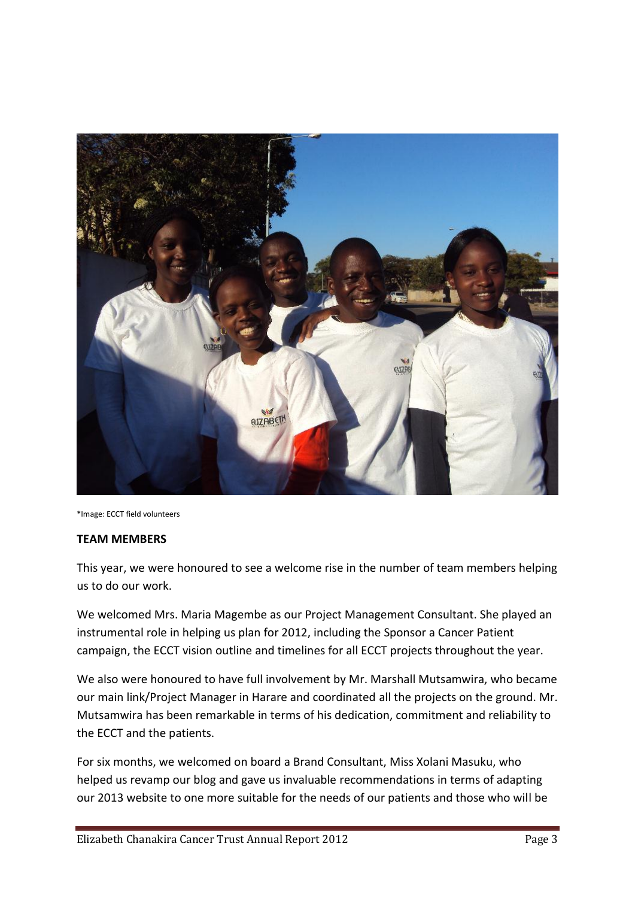*Image: ECCT field volunteers

**TEAM MEMBERS**

This year, we were honoured to see a welcome rise in the number of team members helping us to do our work.

We welcomed Mrs. Maria Magembe as our Project Management Consultant. She played an instrumental role in helping us plan for 2012, including the Sponsor a Cancer Patient campaign, the ECCT vision outline and timelines for all ECCT projects throughout the year.

We also were honoured to have full involvement by Mr. Marshall Mutsamwira, who became our main link/Project Manager in Harare and coordinated all the projects on the ground. Mr. Mutsamwira has been remarkable in terms of his dedication, commitment and reliability to the ECCT and the patients.

For six months, we welcomed on board a Brand Consultant, Miss Xolani Masuku, who helped us revamp our blog and gave us invaluable recommendations in terms of adapting our 2013 website to one more suitable for the needs of our patients and those who will be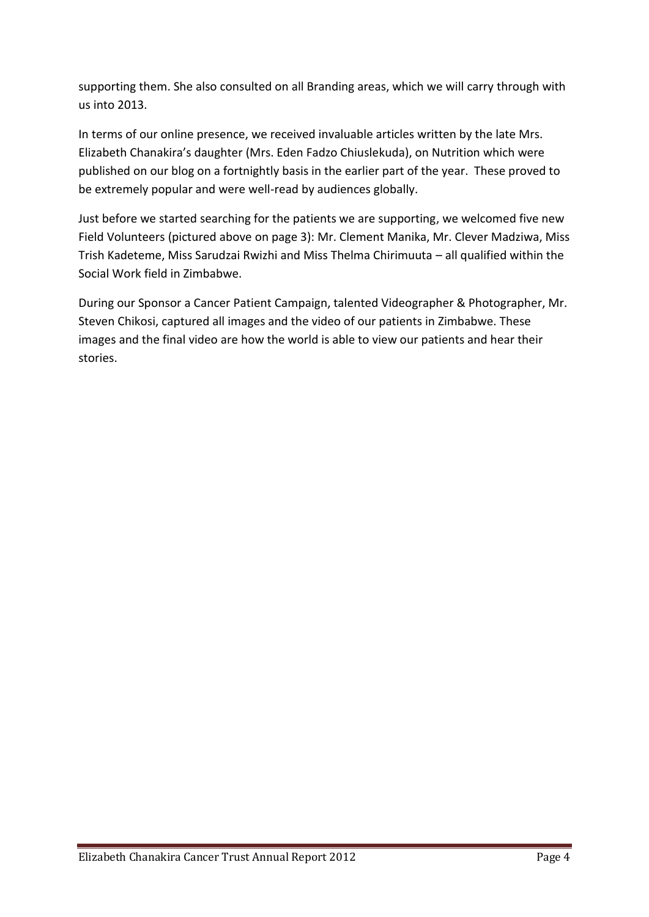supporting them. She also consulted on all Branding areas, which we will carry through with us into 2013.

In terms of our online presence, we received invaluable articles written by the late Mrs. Elizabeth Chanakira's daughter (Mrs. Eden Fadzo Chiuslekuda), on Nutrition which were published on our blog on a fortnightly basis in the earlier part of the year. These proved to be extremely popular and were well-read by audiences globally.

Just before we started searching for the patients we are supporting, we welcomed five new Field Volunteers (pictured above on page 3): Mr. Clement Manika, Mr. Clever Madziwa, Miss Trish Kadeteme, Miss Sarudzai Rwizhi and Miss Thelma Chirimuuta – all qualified within the Social Work field in Zimbabwe.

During our Sponsor a Cancer Patient Campaign, talented Videographer & Photographer, Mr. Steven Chikosi, captured all images and the video of our patients in Zimbabwe. These images and the final video are how the world is able to view our patients and hear their stories.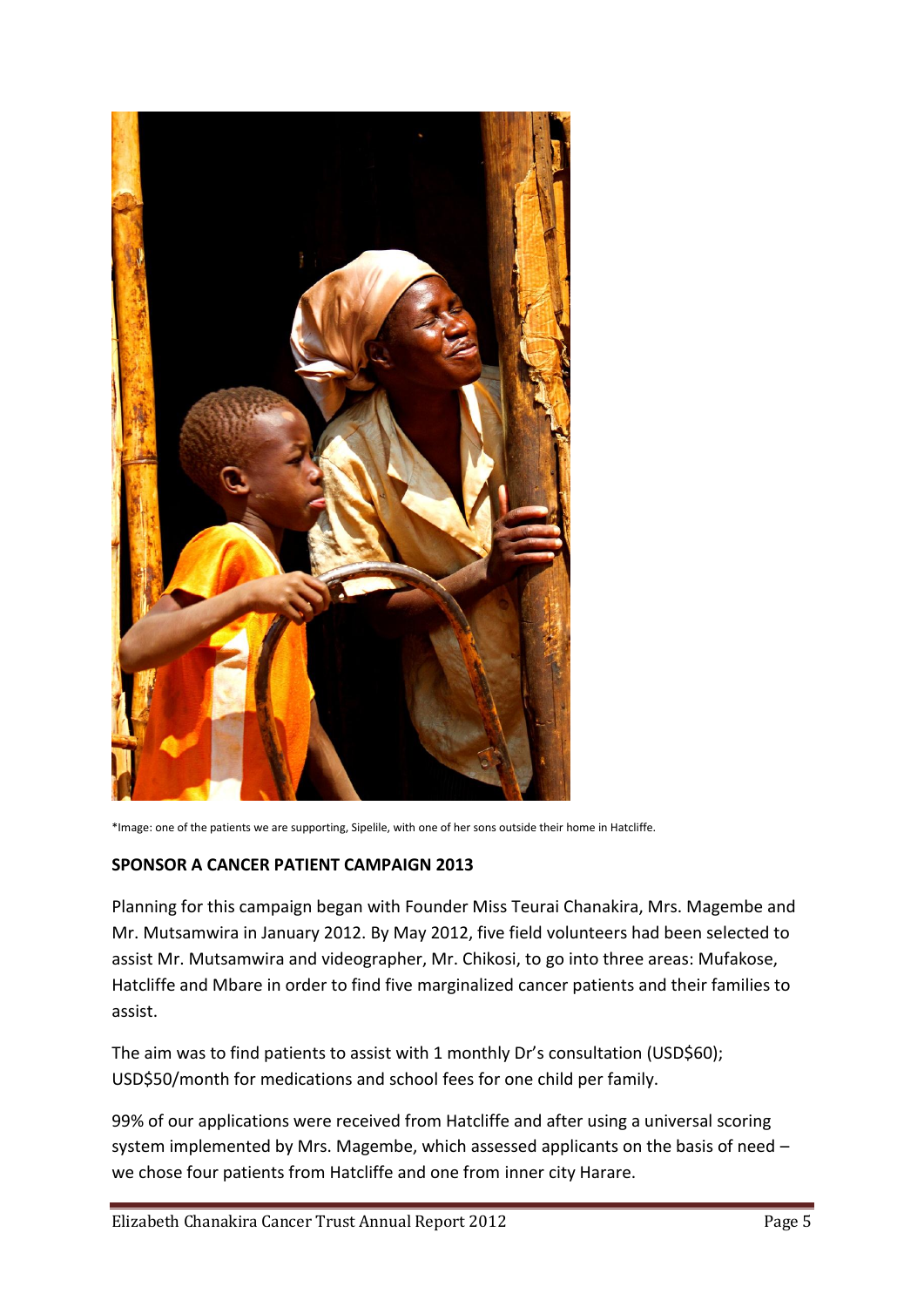*Image: one of the patients we are supporting, Sipelile, with one of her sons outside their home in Hatcliffe.

**SPONSOR A CANCER PATIENT CAMPAIGN 2013**

Planning for this campaign began with Founder Miss Teurai Chanakira, Mrs. Magembe and Mr. Mutsamwira in January 2012. By May 2012, five field volunteers had been selected to assist Mr. Mutsamwira and videographer, Mr. Chikosi, to go into three areas: Mufakose, Hatcliffe and Mbare in order to find five marginalized cancer patients and their families to assist.

The aim was to find patients to assist with 1 monthly Dr's consultation (USD$60); USD$50/month for medications and school fees for one child per family.

99% of our applications were received from Hatcliffe and after using a universal scoring system implemented by Mrs. Magembe, which assessed applicants on the basis of need – we chose four patients from Hatcliffe and one from inner city Harare.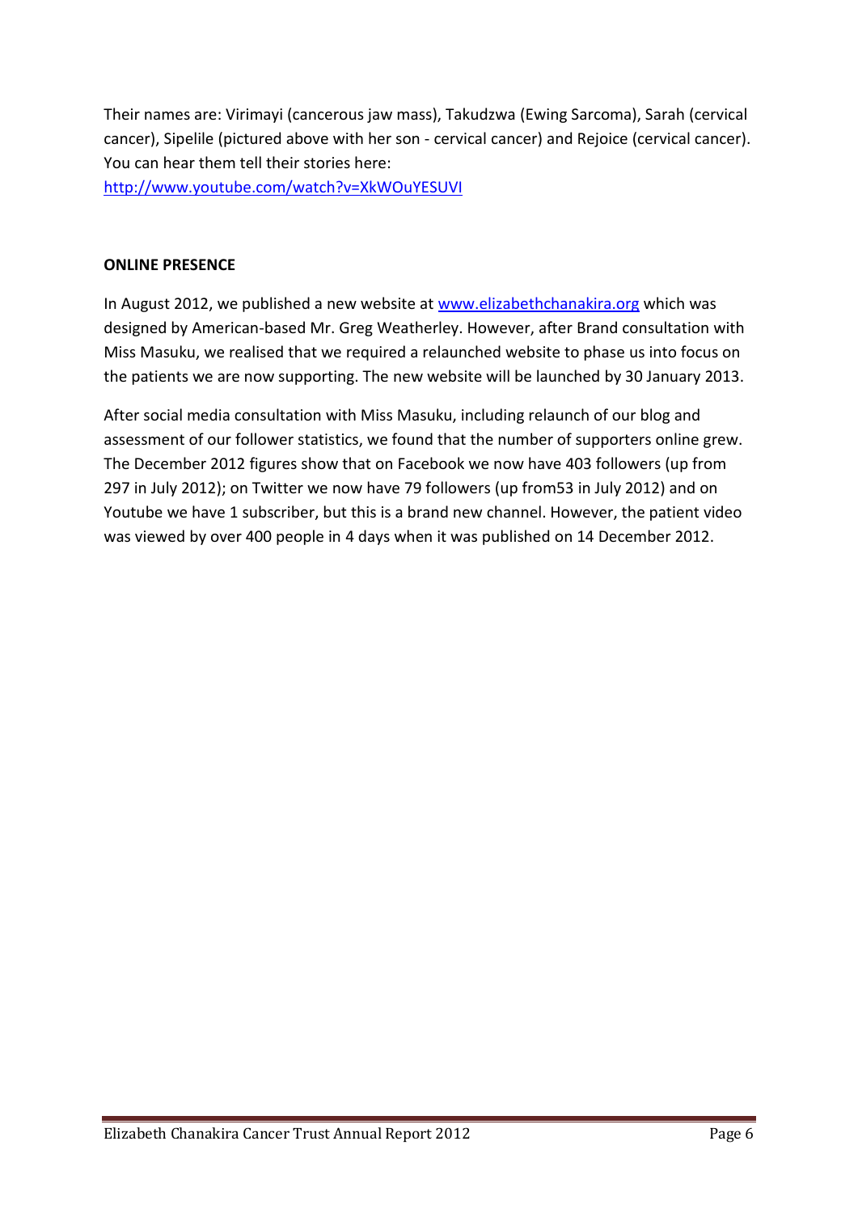Their names are: Virimayi (cancerous jaw mass), Takudzwa (Ewing Sarcoma), Sarah (cervical cancer), Sipelile (pictured above with her son - cervical cancer) and Rejoice (cervical cancer). You can hear them tell their stories here:
http://www.youtube.com/watch?v=XkWOuYESUVI

**ONLINE PRESENCE**

In August 2012, we published a new website at www.elizabethchanakira.org which was designed by American-based Mr. Greg Weatherley. However, after Brand consultation with Miss Masuku, we realised that we required a relaunched website to phase us into focus on the patients we are now supporting. The new website will be launched by 30 January 2013.

After social media consultation with Miss Masuku, including relaunch of our blog and assessment of our follower statistics, we found that the number of supporters online grew. The December 2012 figures show that on Facebook we now have 403 followers (up from 297 in July 2012); on Twitter we now have 79 followers (up from53 in July 2012) and on Youtube we have 1 subscriber, but this is a brand new channel. However, the patient video was viewed by over 400 people in 4 days when it was published on 14 December 2012.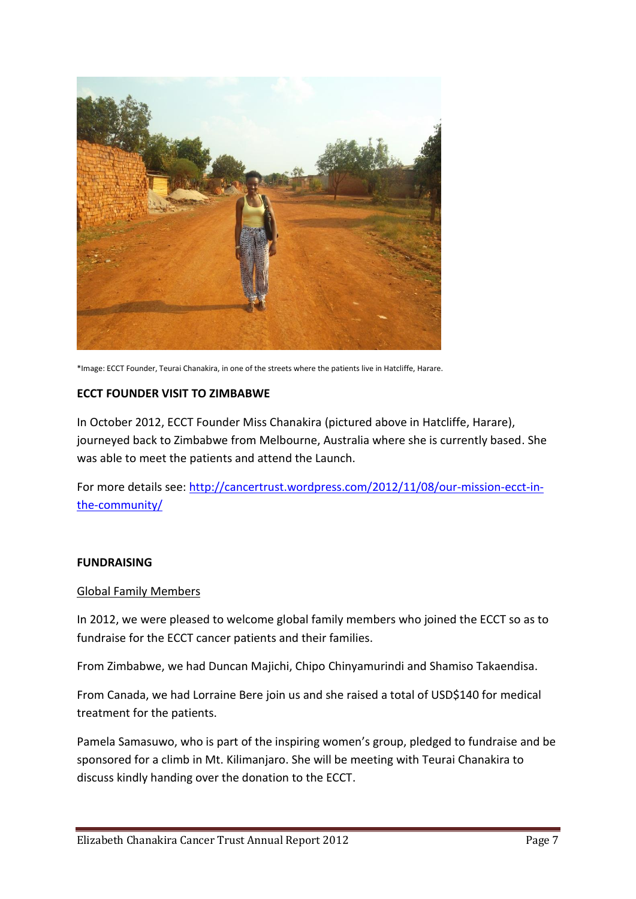*Image: ECCT Founder, Teurai Chanakira, in one of the streets where the patients live in Hatcliffe, Harare.

### ECCT FOUNDER VISIT TO ZIMBABWE

In October 2012, ECCT Founder Miss Chanakira (pictured above in Hatcliffe, Harare), journeyed back to Zimbabwe from Melbourne, Australia where she is currently based. She was able to meet the patients and attend the Launch.

For more details see: [http://cancertrust.wordpress.com/2012/11/08/our-mission-ecct-in-the-community/](http://cancertrust.wordpress.com/2012/11/08/our-mission-ecct-in-the-community/)

### FUNDRAISING

Global Family Members

In 2012, we were pleased to welcome global family members who joined the ECCT so as to fundraise for the ECCT cancer patients and their families.

From Zimbabwe, we had Duncan Majichi, Chipo Chinyamurindi and Shamiso Takaendisa.

From Canada, we had Lorraine Bere join us and she raised a total of USD$140 for medical treatment for the patients.

Pamela Samasuwo, who is part of the inspiring women's group, pledged to fundraise and be sponsored for a climb in Mt. Kilimanjaro. She will be meeting with Teurai Chanakira to discuss kindly handing over the donation to the ECCT.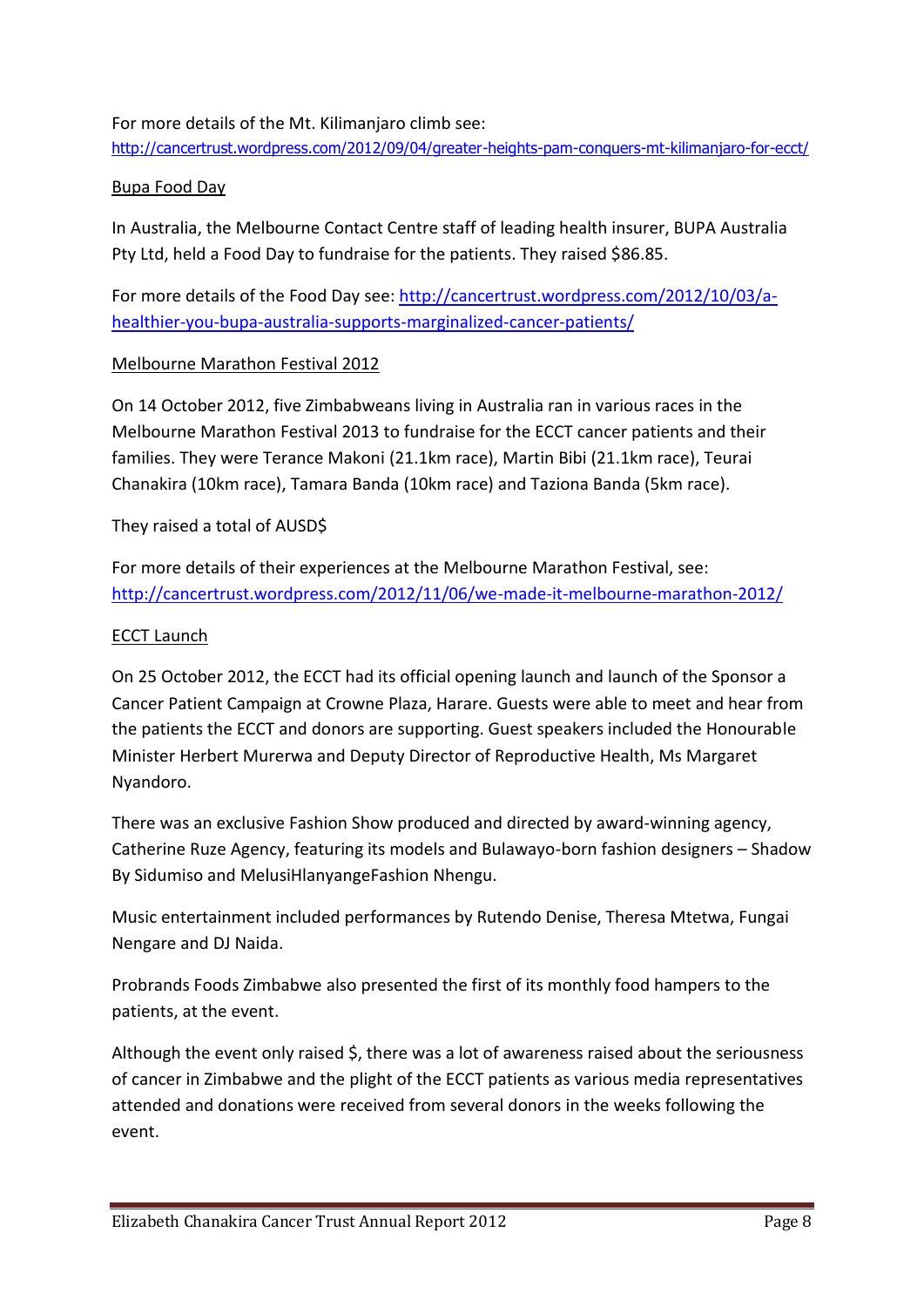For more details of the Mt. Kilimanjaro climb see:
http://cancertrust.wordpress.com/2012/09/04/greater-heights-pam-conquers-mt-kilimanjaro-for-ecct/

Bupa Food Day

In Australia, the Melbourne Contact Centre staff of leading health insurer, BUPA Australia Pty Ltd, held a Food Day to fundraise for the patients. They raised $86.85.

For more details of the Food Day see: http://cancertrust.wordpress.com/2012/10/03/a-healthier-you-bupa-australia-supports-marginalized-cancer-patients/

Melbourne Marathon Festival 2012

On 14 October 2012, five Zimbabweans living in Australia ran in various races in the Melbourne Marathon Festival 2013 to fundraise for the ECCT cancer patients and their families. They were Terance Makoni (21.1km race), Martin Bibi (21.1km race), Teurai Chanakira (10km race), Tamara Banda (10km race) and Taziona Banda (5km race).

They raised a total of AUSD$

For more details of their experiences at the Melbourne Marathon Festival, see: http://cancertrust.wordpress.com/2012/11/06/we-made-it-melbourne-marathon-2012/

ECCT Launch

On 25 October 2012, the ECCT had its official opening launch and launch of the Sponsor a Cancer Patient Campaign at Crowne Plaza, Harare. Guests were able to meet and hear from the patients the ECCT and donors are supporting. Guest speakers included the Honourable Minister Herbert Murerwa and Deputy Director of Reproductive Health, Ms Margaret Nyandoro.

There was an exclusive Fashion Show produced and directed by award-winning agency, Catherine Ruze Agency, featuring its models and Bulawayo-born fashion designers – Shadow By Sidumiso and MelusiHlanyangeFashion Nhengu.

Music entertainment included performances by Rutendo Denise, Theresa Mtetwa, Fungai Nengare and DJ Naida.

Probrands Foods Zimbabwe also presented the first of its monthly food hampers to the patients, at the event.

Although the event only raised $, there was a lot of awareness raised about the seriousness of cancer in Zimbabwe and the plight of the ECCT patients as various media representatives attended and donations were received from several donors in the weeks following the event.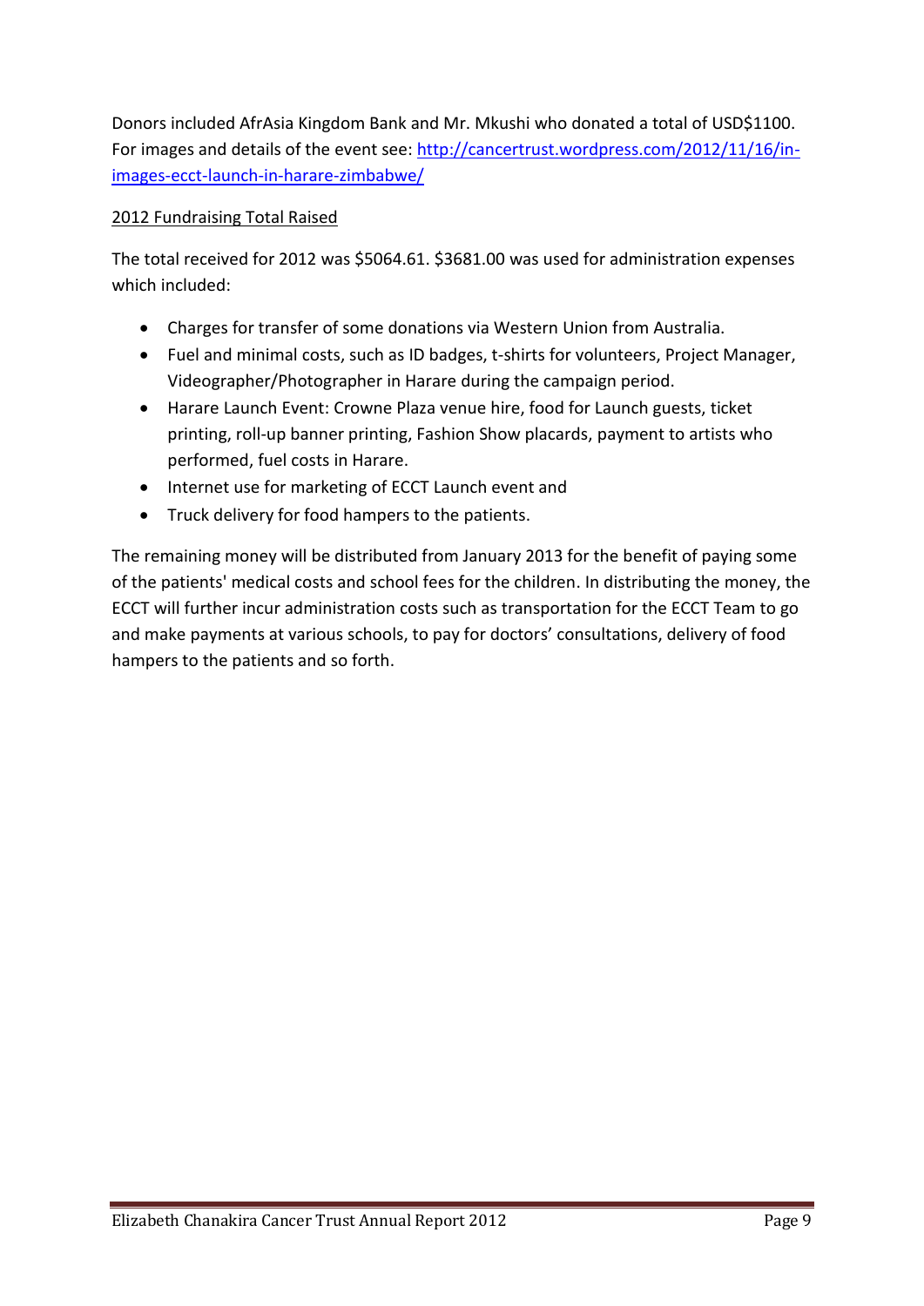Donors included AfrAsia Kingdom Bank and Mr. Mkushi who donated a total of USD$1100. For images and details of the event see: [http://cancertrust.wordpress.com/2012/11/16/in-images-ecct-launch-in-harare-zimbabwe/](http://cancertrust.wordpress.com/2012/11/16/in-images-ecct-launch-in-harare-zimbabwe/)

<u>2012 Fundraising Total Raised</u>

The total received for 2012 was $5064.61. $3681.00 was used for administration expenses which included:

- Charges for transfer of some donations via Western Union from Australia.
- Fuel and minimal costs, such as ID badges, t-shirts for volunteers, Project Manager, Videographer/Photographer in Harare during the campaign period.
- Harare Launch Event: Crowne Plaza venue hire, food for Launch guests, ticket printing, roll-up banner printing, Fashion Show placards, payment to artists who performed, fuel costs in Harare.
- Internet use for marketing of ECCT Launch event and
- Truck delivery for food hampers to the patients.

The remaining money will be distributed from January 2013 for the benefit of paying some of the patients' medical costs and school fees for the children. In distributing the money, the ECCT will further incur administration costs such as transportation for the ECCT Team to go and make payments at various schools, to pay for doctors' consultations, delivery of food hampers to the patients and so forth.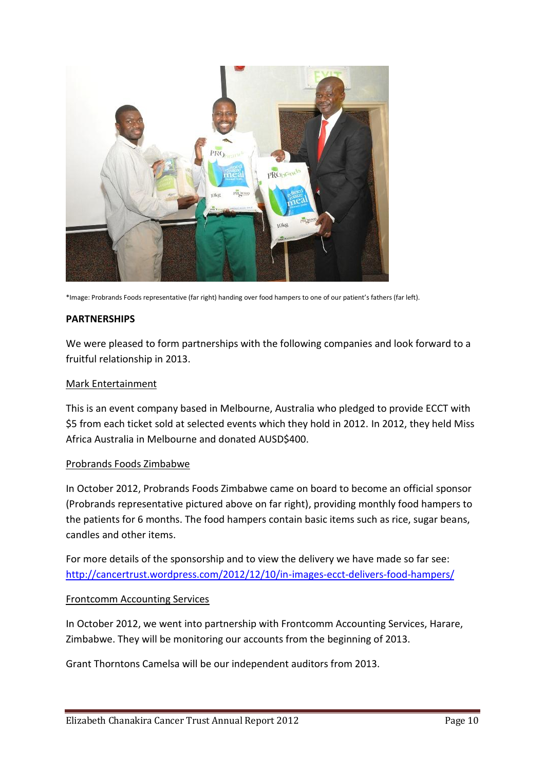*Image: Probrands Foods representative (far right) handing over food hampers to one of our patient's fathers (far left).

**PARTNERSHIPS**

We were pleased to form partnerships with the following companies and look forward to a fruitful relationship in 2013.

Mark Entertainment

This is an event company based in Melbourne, Australia who pledged to provide ECCT with $5 from each ticket sold at selected events which they hold in 2012. In 2012, they held Miss Africa Australia in Melbourne and donated AUSD$400.

Probrands Foods Zimbabwe

In October 2012, Probrands Foods Zimbabwe came on board to become an official sponsor (Probrands representative pictured above on far right), providing monthly food hampers to the patients for 6 months. The food hampers contain basic items such as rice, sugar beans, candles and other items.

For more details of the sponsorship and to view the delivery we have made so far see: http://cancertrust.wordpress.com/2012/12/10/in-images-ecct-delivers-food-hampers/

Frontcomm Accounting Services

In October 2012, we went into partnership with Frontcomm Accounting Services, Harare, Zimbabwe. They will be monitoring our accounts from the beginning of 2013.

Grant Thorntons Camelsa will be our independent auditors from 2013.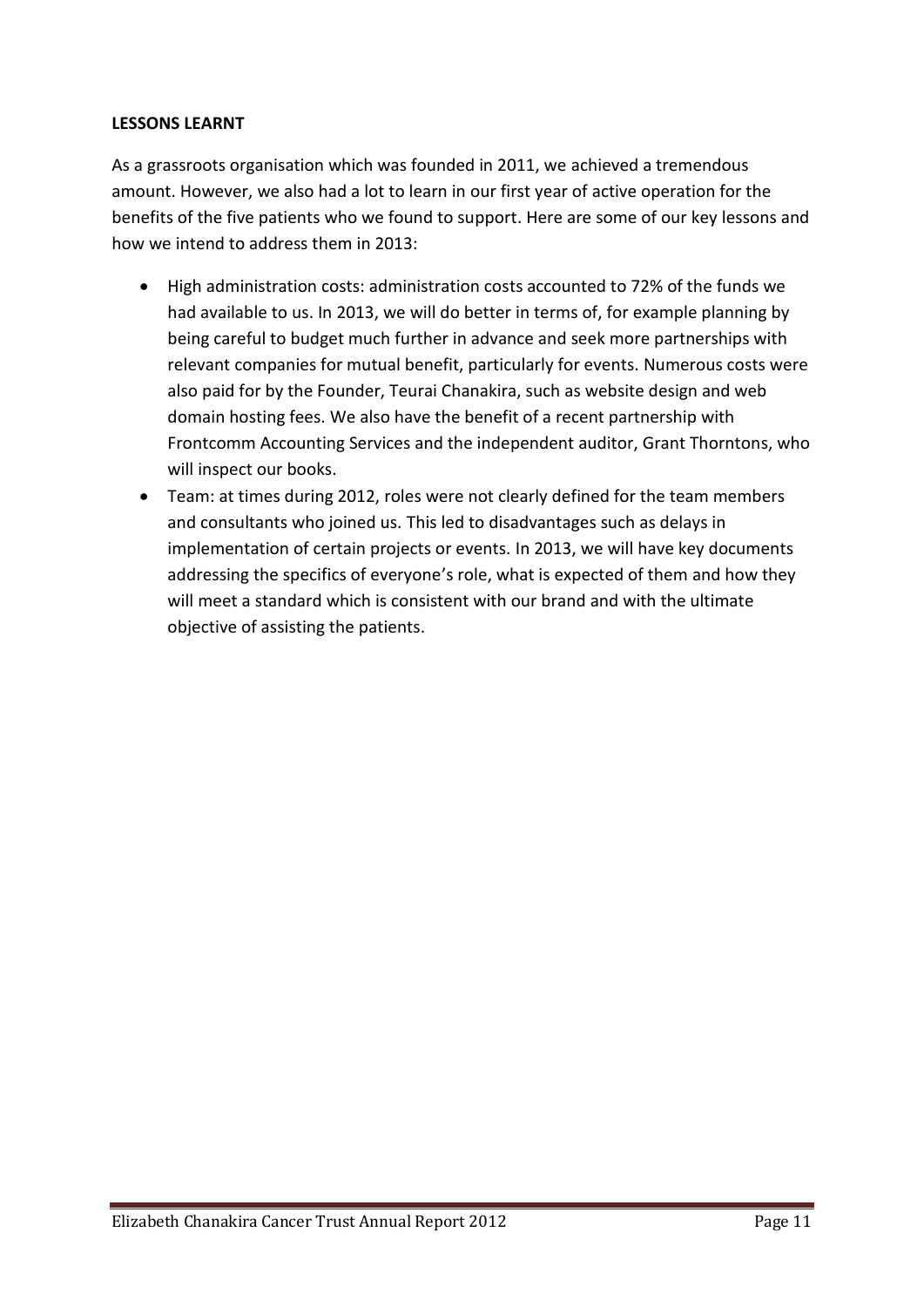**LESSONS LEARNT**

As a grassroots organisation which was founded in 2011, we achieved a tremendous amount. However, we also had a lot to learn in our first year of active operation for the benefits of the five patients who we found to support. Here are some of our key lessons and how we intend to address them in 2013:

- High administration costs: administration costs accounted to 72% of the funds we had available to us. In 2013, we will do better in terms of, for example planning by being careful to budget much further in advance and seek more partnerships with relevant companies for mutual benefit, particularly for events. Numerous costs were also paid for by the Founder, Teurai Chanakira, such as website design and web domain hosting fees. We also have the benefit of a recent partnership with Frontcomm Accounting Services and the independent auditor, Grant Thorntons, who will inspect our books.
- Team: at times during 2012, roles were not clearly defined for the team members and consultants who joined us. This led to disadvantages such as delays in implementation of certain projects or events. In 2013, we will have key documents addressing the specifics of everyone's role, what is expected of them and how they will meet a standard which is consistent with our brand and with the ultimate objective of assisting the patients.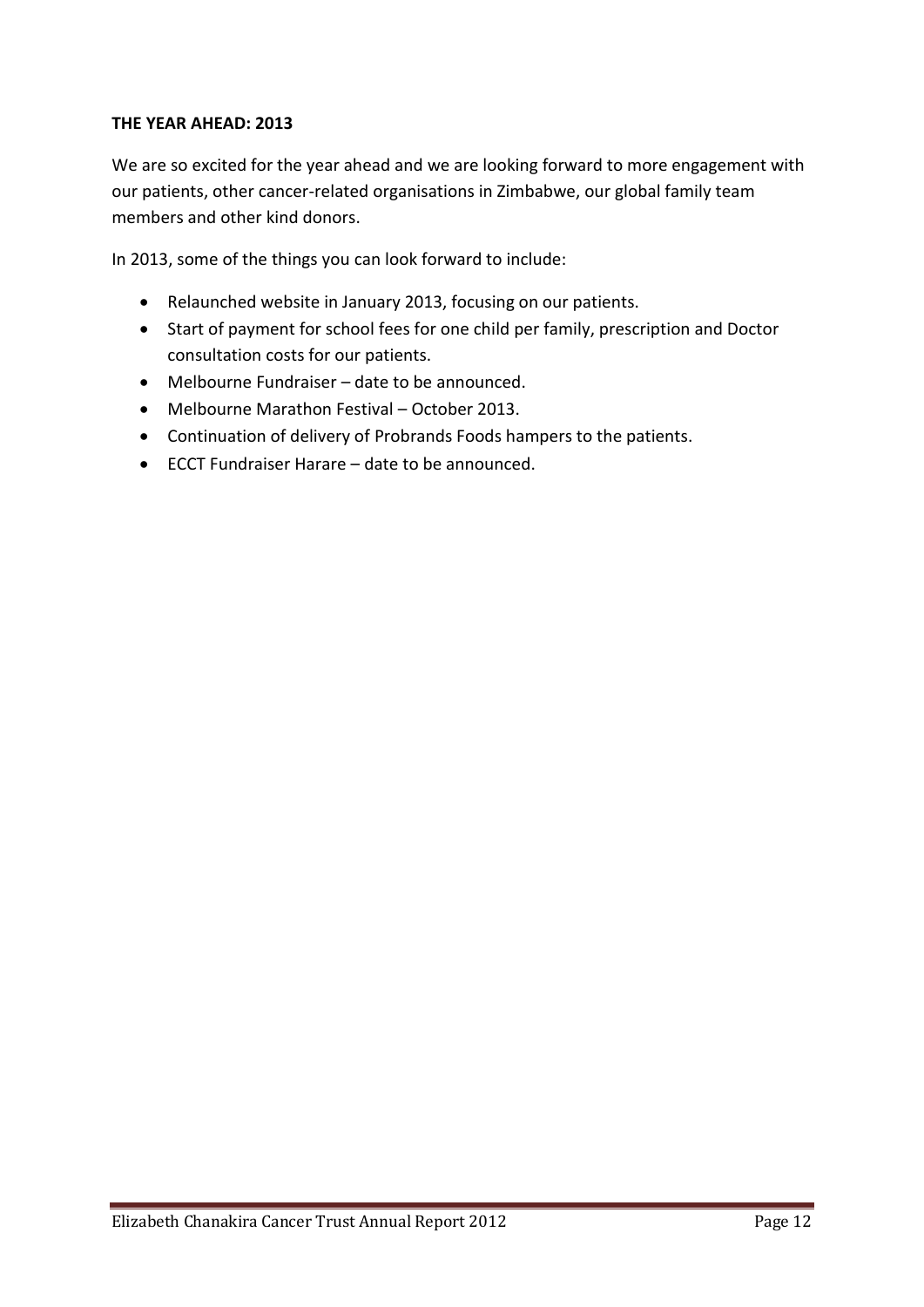**THE YEAR AHEAD: 2013**

We are so excited for the year ahead and we are looking forward to more engagement with our patients, other cancer-related organisations in Zimbabwe, our global family team members and other kind donors.

In 2013, some of the things you can look forward to include:

- Relaunched website in January 2013, focusing on our patients.
- Start of payment for school fees for one child per family, prescription and Doctor consultation costs for our patients.
- Melbourne Fundraiser – date to be announced.
- Melbourne Marathon Festival – October 2013.
- Continuation of delivery of Probrands Foods hampers to the patients.
- ECCT Fundraiser Harare – date to be announced.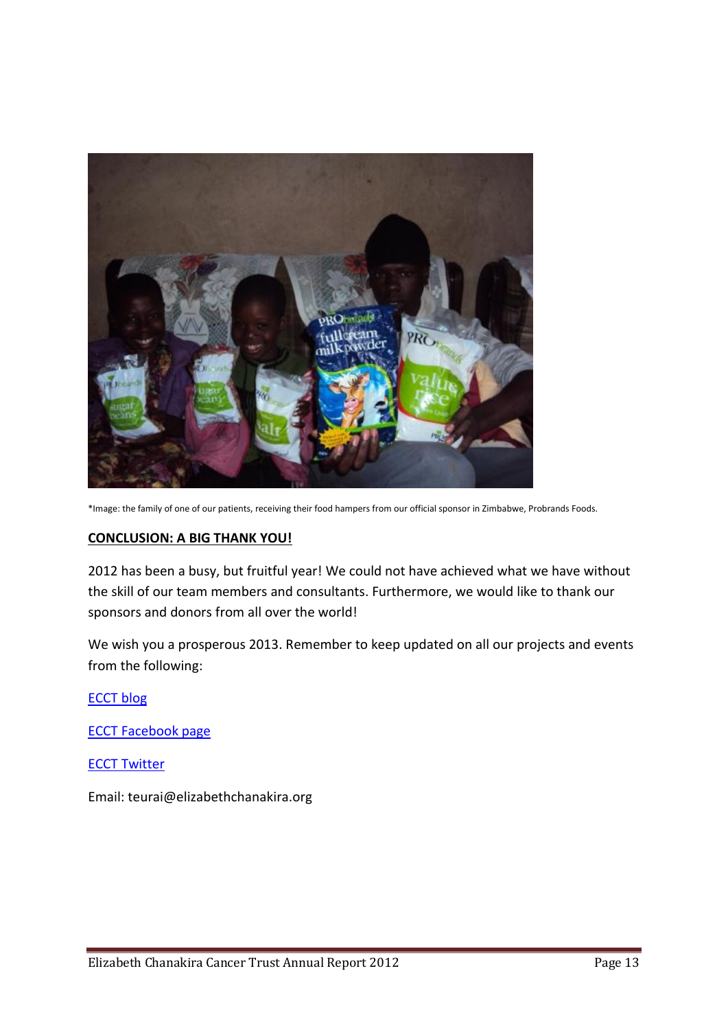*Image: the family of one of our patients, receiving their food hampers from our official sponsor in Zimbabwe, Probrands Foods.

**CONCLUSION: A BIG THANK YOU!**

2012 has been a busy, but fruitful year! We could not have achieved what we have without the skill of our team members and consultants. Furthermore, we would like to thank our sponsors and donors from all over the world!

We wish you a prosperous 2013. Remember to keep updated on all our projects and events from the following:

ECCT blog

ECCT Facebook page

ECCT Twitter

Email: teurai@elizabethchanakira.org